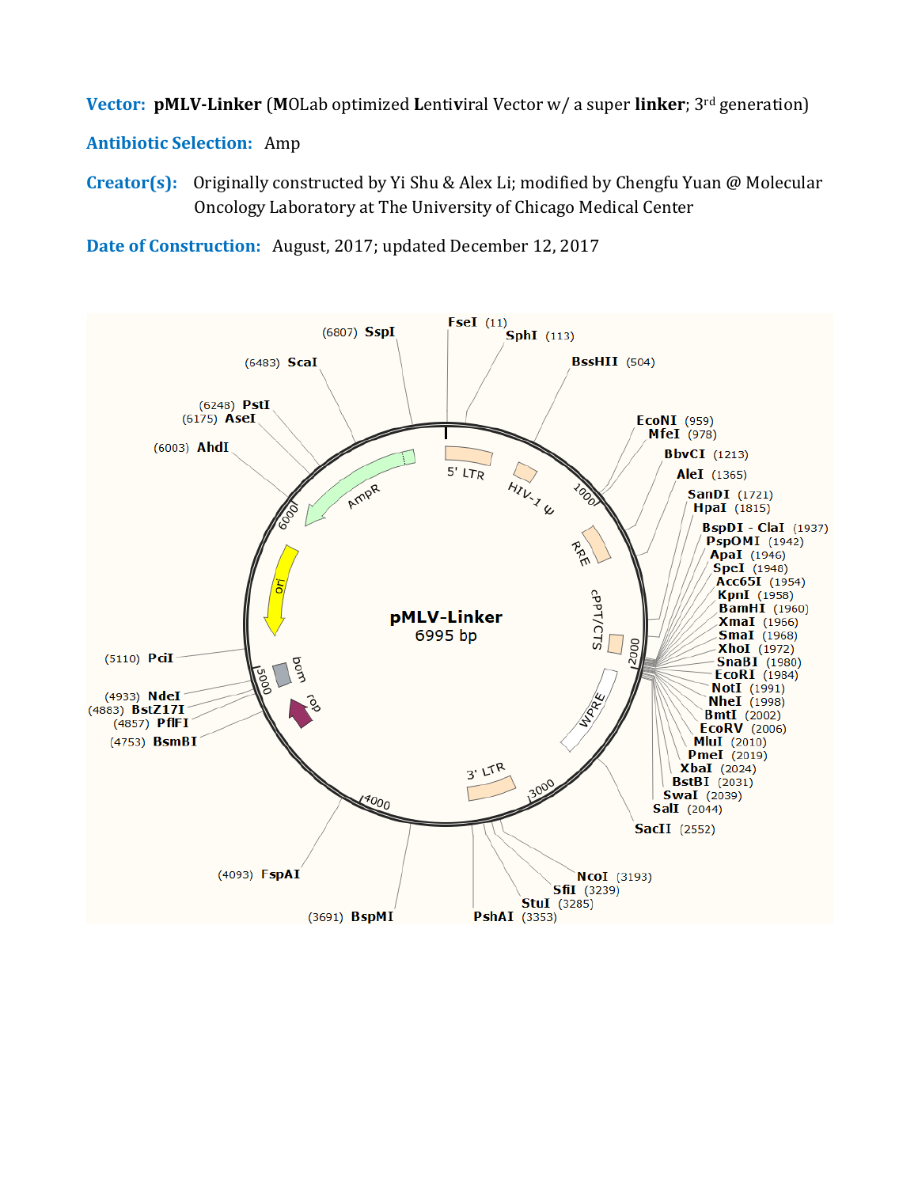**Vector:** **pMLV-Linker** (**M**OLab optimized **L**enti**v**iral Vector w/ a super **linker**; 3rd generation)

**Antibiotic Selection:** Amp

**Creator(s):** Originally constructed by Yi Shu & Alex Li; modified by Chengfu Yuan @ Molecular Oncology Laboratory at The University of Chicago Medical Center

**Date of Construction:** August, 2017; updated December 12, 2017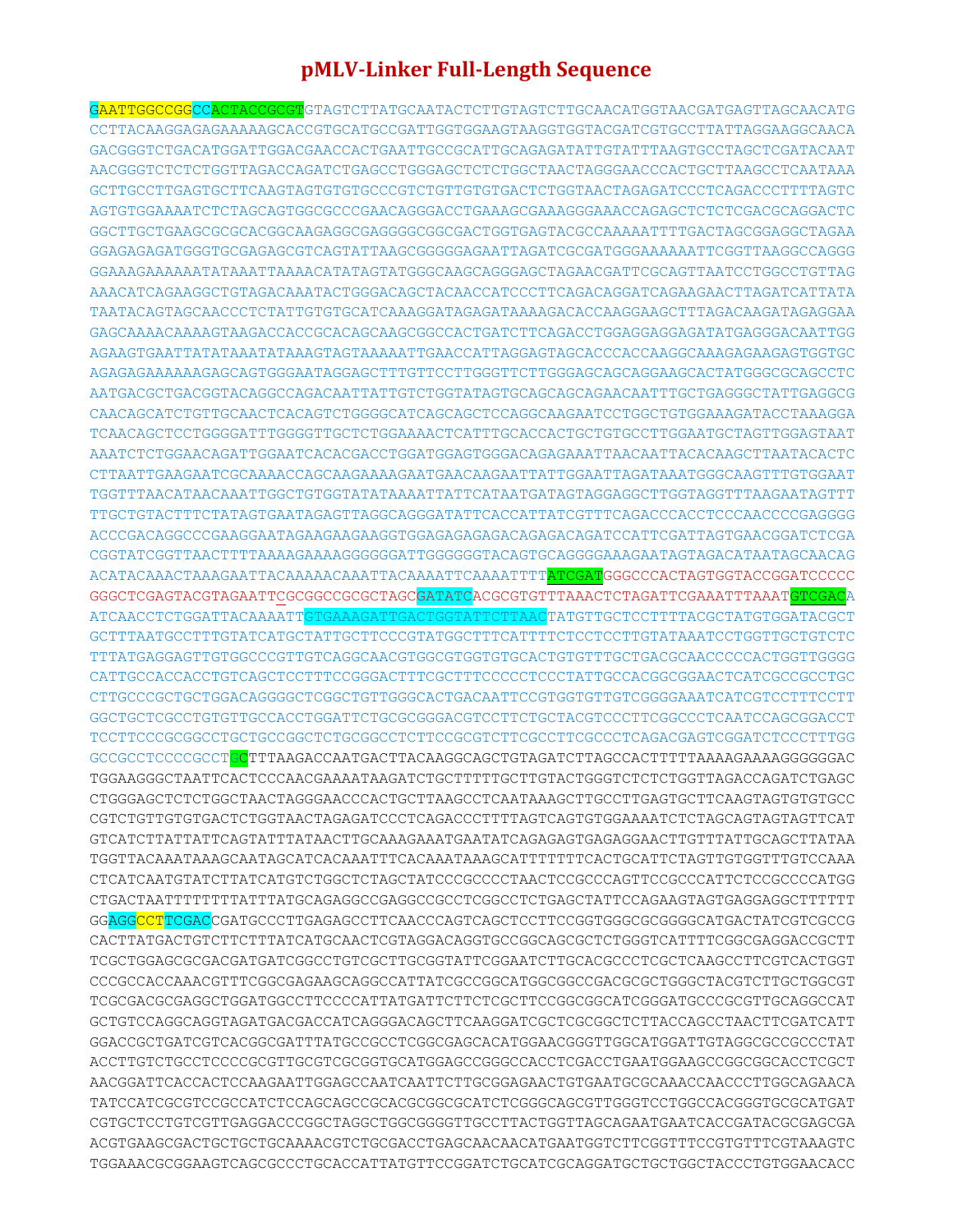# pMLV-Linker Full-Length Sequence

```
GAATTGGCCGGCCACTACCGCGTGTAGTCTTATGCAATACTCTTGTAGTCTTGCAACATGGTAACGATGAGTTAGCAACATG
CCTTACAAGGAGAGAAAAAGCACCGTGCATGCCGATTGGTGGAAGTAAGGTGGTACGATCGTGCCTTATTAGGAAGGCAACA
GACGGGTCTGACATGGATTGGACGAACCACTGAATTGCCGCATTGCAGAGATATTGTATTTAAGTGCCTAGCTCGATACAAT
AACGGGTCTCTCTGGTTAGACCAGATCTGAGCCTGGGAGCTCTCTGGCTAACTAGGGAACCCACTGCTTAAGCCTCAATAAA
GCTTGCCTTGAGTGCTTCAAGTAGTGTGTGCCCGTCTGTTGTGTGACTCTGGTAACTAGAGATCCCTCAGACCCTTTTAGTC
AGTGTGGAAAATCTCTAGCAGTGGCGCCCGAACAGGGACCTGAAAGCGAAAGGGAAACCAGAGCTCTCTCGACGCAGGACTC
GGCTTGCTGAAGCGCGCACGGCAAGAGGCGAGGGGCGGCGACTGGTGAGTACGCCAAAAATTTTGACTAGCGGAGGCTAGAA
GGAGAGAGATGGGTGCGAGAGCGTCAGTATTAAGCGGGGGAGAATTAGATCGCGATGGGAAAAAATTCGGTTAAGGCCAGGG
GGAAAGAAAAAATATAAATTAAAACATATAGTATGGGCAAGCAGGGAGCTAGAACGATTCGCAGTTAATCCTGGCCTGTTAG
AAACATCAGAAGGCTGTAGACAAATACTGGGACAGCTACAACCATCCCTTCAGACAGGATCAGAAGAACTTAGATCATTATA
TAATACAGTAGCAACCCTCTATTGTGTGCATCAAAGGATAGAGATAAAAGACACCAAGGAAGCTTTAGACAAGATAGAGGAA
GAGCAAAACAAAAGTAAGACCACCGCACAGCAAGCGGCCACTGATCTTCAGACCTGGAGGAGGAGATATGAGGGACAATTGG
AGAAGTGAATTATATAAATATAAAGTAGTAAAAATTGAACCATTAGGAGTAGCACCCACCAAGGCAAAGAGAAGAGTGGTGC
AGAGAGAAAAAAGAGCAGTGGGAATAGGAGCTTTGTTCCTTGGGTTCTTGGGAGCAGCAGGAAGCACTATGGGCGCAGCCTC
AATGACGCTGACGGTACAGGCCAGACAATTATTGTCTGGTATAGTGCAGCAGCAGAACAATTTGCTGAGGGCTATTGAGGCG
CAACAGCATCTGTTGCAACTCACAGTCTGGGGCATCAGCAGCTCCAGGCAAGAATCCTGGCTGTGGAAAGATACCTAAAGGA
TCAACAGCTCCTGGGGATTTGGGGTTGCTCTGGAAAACTCATTTGCACCACTGCTGTGCCTTGGAATGCTAGTTGGAGTAAT
AAATCTCTGGAACAGATTGGAATCACACGACCTGGATGGAGTGGGACAGAGAAATTAACAATTACACAAGCTTAATACACTC
CTTAATTGAAGAATCGCAAAACCAGCAAGAAAAGAATGAACAAGAATTATTGGAATTAGATAAATGGGCAAGTTTGTGGAAT
TGGTTTAACATAACAAATTGGCTGTGGTATATAAAATTATTCATAATGATAGTAGGAGGCTTGGTAGGTTTAAGAATAGTTT
TTGCTGTACTTTCTATAGTGAATAGAGTTAGGCAGGGATATTCACCATTATCGTTTCAGACCCACCTCCCAACCCCGAGGGG
ACCCGACAGGCCCGAAGGAATAGAAGAAGAAGGTGGAGAGAGAGACAGAGACAGATCCATTCGATTAGTGAACGGATCTCGA
CGGTATCGGTTAACTTTTAAAAGAAAAGGGGGGATTGGGGGGTACAGTGCAGGGGAAAGAATAGTAGACATAATAGCAACAG
ACATACAAACTAAAGAATTACAAAAACAAATTACAAAATTCAAAATTTTATCGATGGGCCCACTAGTGGTACCGGATCCCCC
GGGCTCGAGTACGTAGAATTCGCGGCCGCGCTAGCGATATCACGCGTGTTTAAACTCTAGATTCGAAATTTAAATGTCGACA
ATCAACCTCTGGATTACAAAATTGTGAAAGATTGACTGGTATTCTTAACTATGTTGCTCCTTTTACGCTATGTGGATACGCT
GCTTTAATGCCTTTGTATCATGCTATTGCTTCCCGTATGGCTTTCATTTTCTCCTCCTTGTATAAATCCTGGTTGCTGTCTC
TTTATGAGGAGTTGTGGCCCGTTGTCAGGCAACGTGGCGTGGTGTGCACTGTGTTTGCTGACGCAACCCCCACTGGTTGGGG
CATTGCCACCACCTGTCAGCTCCTTTCCGGGACTTTCGCTTTCCCCCTCCCTATTGCCACGGCGGAACTCATCGCCGCCTGC
CTTGCCCGCTGCTGGACAGGGGCTCGGCTGTTGGGCACTGACAATTCCGTGGTGTTGTCGGGGAAATCATCGTCCTTTCCTT
GGCTGCTCGCCTGTGTTGCCACCTGGATTCTGCGCGGGACGTCCTTCTGCTACGTCCCTTCGGCCCTCAATCCAGCGGACCT
TCCTTCCCGCGGCCTGCTGCCGGCTCTGCGGCCTCTTCCGCGTCTTCGCCTTCGCCCTCAGACGAGTCGGATCTCCCTTTGG
GCCGCCTCCCCGCCTGCTTTAAGACCAATGACTTACAAGGCAGCTGTAGATCTTAGCCACTTTTTAAAAGAAAAGGGGGGAC
TGGAAGGGCTAATTCACTCCCAACGAAAATAAGATCTGCTTTTTGCTTGTACTGGGTCTCTCTGGTTAGACCAGATCTGAGC
CTGGGAGCTCTCTGGCTAACTAGGGAACCCACTGCTTAAGCCTCAATAAAGCTTGCCTTGAGTGCTTCAAGTAGTGTGTGCC
CGTCTGTTGTGTGACTCTGGTAACTAGAGATCCCTCAGACCCTTTTAGTCAGTGTGGAAAATCTCTAGCAGTAGTAGTTCAT
GTCATCTTATTATTCAGTATTTATAACTTGCAAAGAAATGAATATCAGAGAGTGAGAGGAACTTGTTTATTGCAGCTTATAA
TGGTTACAAATAAAGCAATAGCATCACAAATTTCACAAATAAAGCATTTTTTTCACTGCATTCTAGTTGTGGTTTGTCCAAA
CTCATCAATGTATCTTATCATGTCTGGCTCTAGCTATCCCGCCCCTAACTCCGCCCAGTTCCGCCCATTCTCCGCCCCATGG
CTGACTAATTTTTTTTATTTATGCAGAGGCCGAGGCCGCCTCGGCCTCTGAGCTATTCCAGAAGTAGTGAGGAGGCTTTTTT
GGAGGCCTTCGACCGATGCCCTTGAGAGCCTTCAACCCAGTCAGCTCCTTCCGGTGGGCGCGGGGCATGACTATCGTCGCCG
CACTTATGACTGTCTTCTTTATCATGCAACTCGTAGGACAGGTGCCGGCAGCGCTCTGGGTCATTTTCGGCGAGGACCGCTT
TCGCTGGAGCGCGACGATGATCGGCCTGTCGCTTGCGGTATTCGGAATCTTGCACGCCCTCGCTCAAGCCTTCGTCACTGGT
CCCGCCACCAAACGTTTCGGCGAGAAGCAGGCCATTATCGCCGGCATGGCGGCCGACGCGCTGGGCTACGTCTTGCTGGCGT
TCGCGACGCGAGGCTGGATGGCCTTCCCCATTATGATTCTTCTCGCTTCCGGCGGCATCGGGATGCCCGCGTTGCAGGCCAT
GCTGTCCAGGCAGGTAGATGACGACCATCAGGGACAGCTTCAAGGATCGCTCGCGGCTCTTACCAGCCTAACTTCGATCATT
GGACCGCTGATCGTCACGGCGATTTATGCCGCCTCGGCGAGCACATGGAACGGGTTGGCATGGATTGTAGGCGCCGCCCTAT
ACCTTGTCTGCCTCCCCGCGTTGCGTCGCGGTGCATGGAGCCGGGCCACCTCGACCTGAATGGAAGCCGGCGGCACCTCGCT
AACGGATTCACCACTCCAAGAATTGGAGCCAATCAATTCTTGCGGAGAACTGTGAATGCGCAAACCAACCCTTGGCAGAACA
TATCCATCGCGTCCGCCATCTCCAGCAGCCGCACGCGGCGCATCTCGGGCAGCGTTGGGTCCTGGCCACGGGTGCGCATGAT
CGTGCTCCTGTCGTTGAGGACCCGGCTAGGCTGGCGGGGTTGCCTTACTGGTTAGCAGAATGAATCACCGATACGCGAGCGA
ACGTGAAGCGACTGCTGCTGCAAAACGTCTGCGACCTGAGCAACAACATGAATGGTCTTCGGTTTCCGTGTTTCGTAAAGTC
TGGAAACGCGGAAGTCAGCGCCCTGCACCATTATGTTCCGGATCTGCATCGCAGGATGCTGCTGGCTACCCTGTGGAACACC
```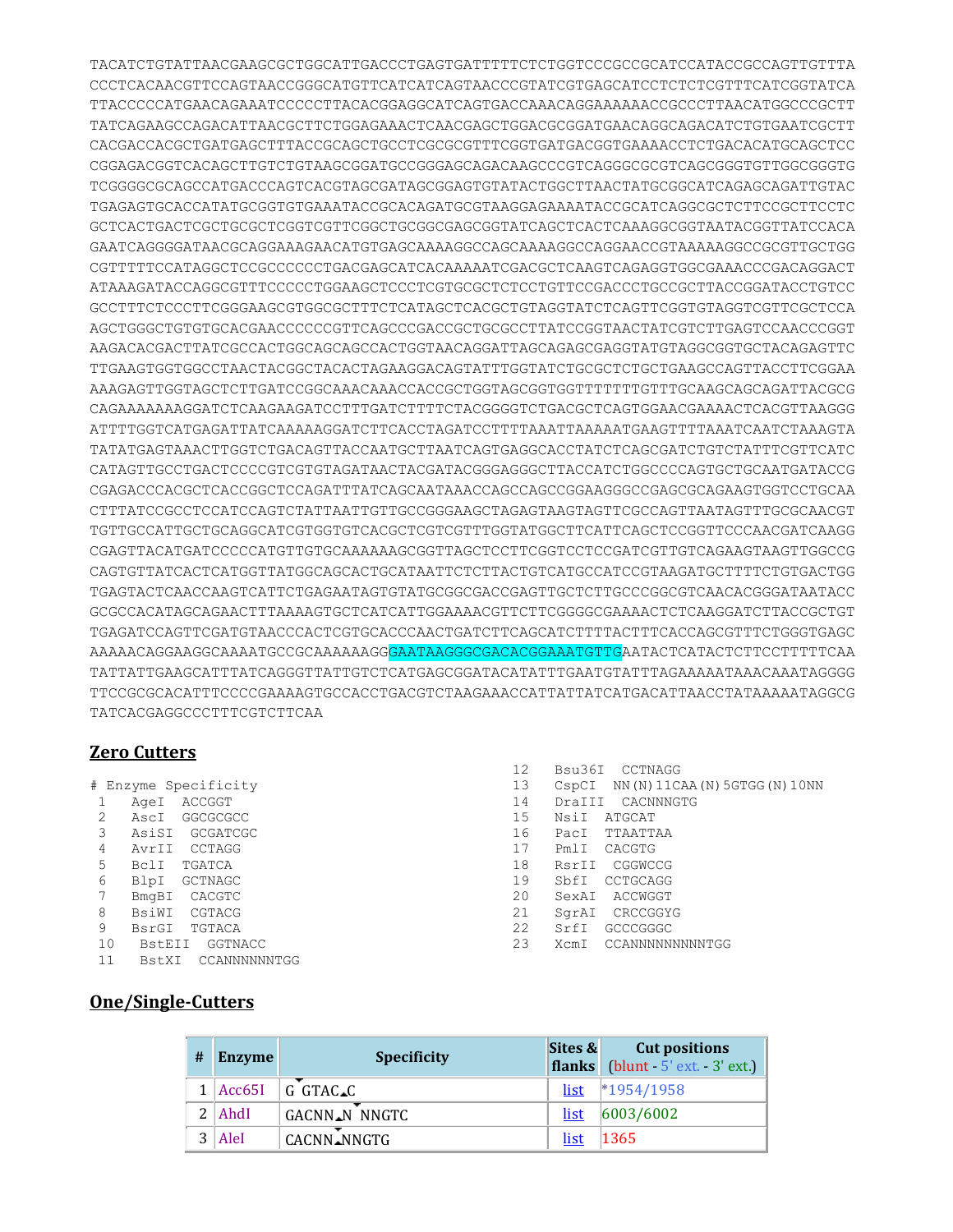```
TACATCTGTATTAACGAAGCGCTGGCATTGACCCTGAGTGATTTTTCTCTGGTCCCGCCGCATCCATACCGCCAGTTGTTTA
CCCTCACAACGTTCCAGTAACCGGGCATGTTCATCATCAGTAACCCGTATCGTGAGCATCCTCTCTCGTTTCATCGGTATCA
TTACCCCCATGAACAGAAATCCCCCTTACACGGAGGCATCAGTGACCAAACAGGAAAAAACCGCCCTTAACATGGCCCGCTT
TATCAGAAGCCAGACATTAACGCTTCTGGAGAAACTCAACGAGCTGGACGCGGATGAACAGGCAGACATCTGTGAATCGCTT
CACGACCACGCTGATGAGCTTTACCGCAGCTGCCTCGCGCGTTTCGGTGATGACGGTGAAAACCTCTGACACATGCAGCTCC
CGGAGACGGTCACAGCTTGTCTGTAAGCGGATGCCGGGAGCAGACAAGCCCGTCAGGGCGCGTCAGCGGGTGTTGGCGGGTG
TCGGGGCGCAGCCATGACCCAGTCACGTAGCGATAGCGGAGTGTATACTGGCTTAACTATGCGGCATCAGAGCAGATTGTAC
TGAGAGTGCACCATATGCGGTGTGAAATACCGCACAGATGCGTAAGGAGAAAATACCGCATCAGGCGCTCTTCCGCTTCCTC
GCTCACTGACTCGCTGCGCTCGGTCGTTCGGCTGCGGCGAGCGGTATCAGCTCACTCAAAGGCGGTAATACGGTTATCCACA
GAATCAGGGGATAACGCAGGAAAGAACATGTGAGCAAAAGGCCAGCAAAAGGCCAGGAACCGTAAAAAGGCCGCGTTGCTGG
CGTTTTTCCATAGGCTCCGCCCCCCTGACGAGCATCACAAAAATCGACGCTCAAGTCAGAGGTGGCGAAACCCGACAGGACT
ATAAAGATACCAGGCGTTTCCCCCTGGAAGCTCCCTCGTGCGCTCTCCTGTTCCGACCCTGCCGCTTACCGGATACCTGTCC
GCCTTTCTCCCTTCGGGAAGCGTGGCGCTTTCTCATAGCTCACGCTGTAGGTATCTCAGTTCGGTGTAGGTCGTTCGCTCCA
AGCTGGGCTGTGTGCACGAACCCCCCGTTCAGCCCGACCGCTGCGCCTTATCCGGTAACTATCGTCTTGAGTCCAACCCGGT
AAGACACGACTTATCGCCACTGGCAGCAGCCACTGGTAACAGGATTAGCAGAGCGAGGTATGTAGGCGGTGCTACAGAGTTC
TTGAAGTGGTGGCCTAACTACGGCTACACTAGAAGGACAGTATTTGGTATCTGCGCTCTGCTGAAGCCAGTTACCTTCGGAA
AAAGAGTTGGTAGCTCTTGATCCGGCAAACAAACCACCGCTGGTAGCGGTGGTTTTTTTGTTTGCAAGCAGCAGATTACGCG
CAGAAAAAAAGGATCTCAAGAAGATCCTTTGATCTTTTCTACGGGGTCTGACGCTCAGTGGAACGAAAACTCACGTTAAGGG
ATTTTGGTCATGAGATTATCAAAAAGGATCTTCACCTAGATCCTTTTAAATTAAAAATGAAGTTTTAAATCAATCTAAAGTA
TATATGAGTAAACTTGGTCTGACAGTTACCAATGCTTAATCAGTGAGGCACCTATCTCAGCGATCTGTCTATTTCGTTCATC
CATAGTTGCCTGACTCCCCGTCGTGTAGATAACTACGATACGGGAGGGCTTACCATCTGGCCCCAGTGCTGCAATGATACCG
CGAGACCCACGCTCACCGGCTCCAGATTTATCAGCAATAAACCAGCCAGCCGGAAGGGCCGAGCGCAGAAGTGGTCCTGCAA
CTTTATCCGCCTCCATCCAGTCTATTAATTGTTGCCGGGAAGCTAGAGTAAGTAGTTCGCCAGTTAATAGTTTGCGCAACGT
TGTTGCCATTGCTGCAGGCATCGTGGTGTCACGCTCGTCGTTTGGTATGGCTTCATTCAGCTCCGGTTCCCAACGATCAAGG
CGAGTTACATGATCCCCCATGTTGTGCAAAAAAGCGGTTAGCTCCTTCGGTCCTCCGATCGTTGTCAGAAGTAAGTTGGCCG
CAGTGTTATCACTCATGGTTATGGCAGCACTGCATAATTCTCTTACTGTCATGCCATCCGTAAGATGCTTTTCTGTGACTGG
TGAGTACTCAACCAAGTCATTCTGAGAATAGTGTATGCGGCGACCGAGTTGCTCTTGCCCGGCGTCAACACGGGATAATACC
GCGCCACATAGCAGAACTTTAAAAGTGCTCATCATTGGAAAACGTTCTTCGGGGCGAAAACTCTCAAGGATCTTACCGCTGT
TGAGATCCAGTTCGATGTAACCCACTCGTGCACCCAACTGATCTTCAGCATCTTTTACTTTCACCAGCGTTTCTGGGTGAGC
AAAAACAGGAAGGCAAAATGCCGCAAAAAAGGGAATAAGGGCGACACGGAAATGTTGAATACTCATACTCTTCCTTTTTCAA
TATTATTGAAGCATTTATCAGGGTTATTGTCTCATGAGCGGATACATATTTGAATGTATTTAGAAAAATAAACAAATAGGGG
TTCCGCGCACATTTCCCCGAAAAGTGCCACCTGACGTCTAAGAAACCATTATTATCATGACATTAACCTATAAAAATAGGCG
TATCACGAGGCCCTTTCGTCTTCAA
```

## Zero Cutters

| # | Enzyme | Specificity |
|---|---|---|
| 1 | AgeI | ACCGGT |
| 2 | AscI | GGCGCGCC |
| 3 | AsiSI | GCGATCGC |
| 4 | AvrII | CCTAGG |
| 5 | BclI | TGATCA |
| 6 | BlpI | GCTNAGC |
| 7 | BmgBI | CACGTC |
| 8 | BsiWI | CGTACG |
| 9 | BsrGI | TGTACA |
| 10 | BstEII | GGTNACC |
| 11 | BstXI | CCANNNNNNTGG |
| 12 | Bsu36I | CCTNAGG |
| 13 | CspCI | NN(N)11CAA(N)5GTGG(N)10NN |
| 14 | DraIII | CACNNNGTG |
| 15 | NsiI | ATGCAT |
| 16 | PacI | TTAATTAA |
| 17 | PmlI | CACGTG |
| 18 | RsrII | CGGWCCG |
| 19 | SbfI | CCTGCAGG |
| 20 | SexAI | ACCWGGT |
| 21 | SgrAI | CRCCGGYG |
| 22 | SrfI | GCCCGGGC |
| 23 | XcmI | CCANNNNNNNNNTGG |

## One/Single-Cutters

| # | Enzyme | Specificity | Sites & flanks | Cut positions (blunt - 5' ext. - 3' ext.) |
|---|---|---|---|---|
| 1 | Acc65I | G GTAC C | list | *1954/1958 |
| 2 | AhdI | GACNN N NNGTC | list | 6003/6002 |
| 3 | AleI | CACNN NNGTG | list | 1365 |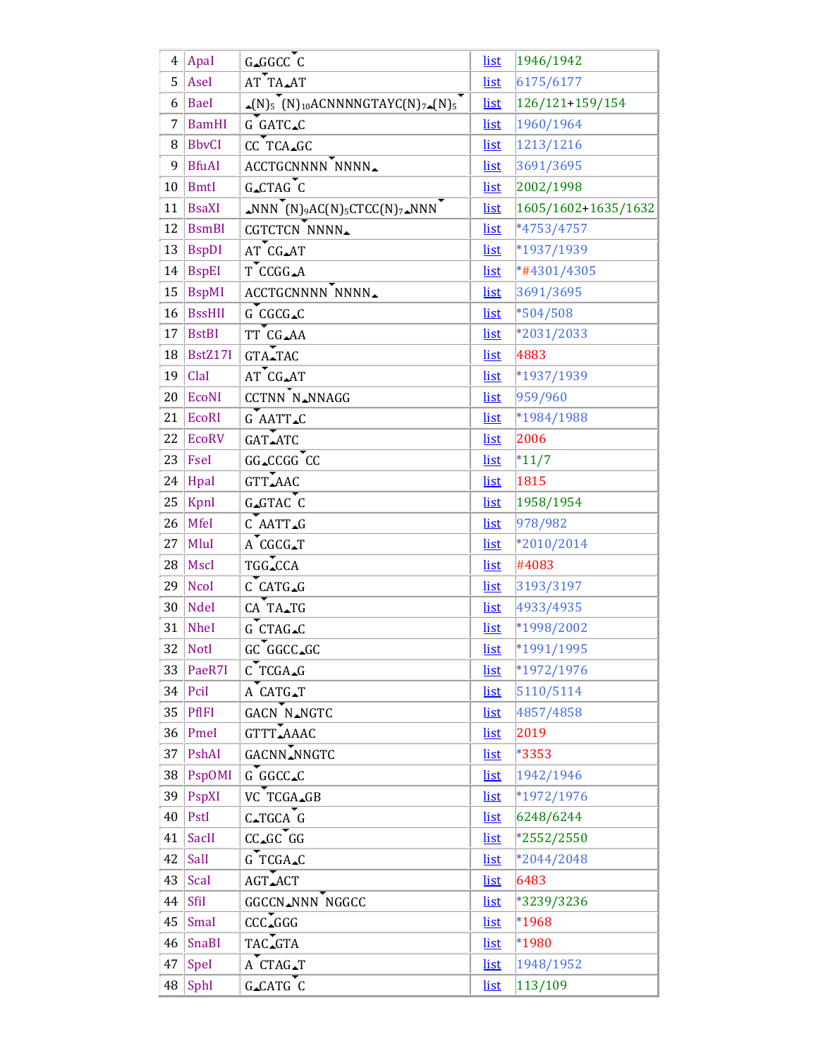| 4 | ApaI | G▴GGCC▾C | list | 1946/1942 |
|---|---|---|---|---|
| 5 | AseI | AT▾TA▴AT | list | 6175/6177 |
| 6 | BaeI | ▴(N)5▾(N)10ACNNNNGTAYC(N)7▴(N)5▾ | list | 126/121+159/154 |
| 7 | BamHI | G▾GATC▴C | list | 1960/1964 |
| 8 | BbvCI | CC▾TCA▴GC | list | 1213/1216 |
| 9 | BfuAI | ACCTGCNNNN▾NNNN▴ | list | 3691/3695 |
| 10 | BmtI | G▴CTAG▾C | list | 2002/1998 |
| 11 | BsaXI | ▴NNN▾(N)9AC(N)5CTCC(N)7▴NNN▾ | list | 1605/1602+1635/1632 |
| 12 | BsmBI | CGTCTCN▾NNNN▴ | list | *4753/4757 |
| 13 | BspDI | AT▾CG▴AT | list | *1937/1939 |
| 14 | BspEI | T▾CCGG▴A | list | *#4301/4305 |
| 15 | BspMI | ACCTGCNNNN▾NNNN▴ | list | 3691/3695 |
| 16 | BssHII | G▾CGCG▴C | list | *504/508 |
| 17 | BstBI | TT▾CG▴AA | list | *2031/2033 |
| 18 | BstZ17I | GTA▴▾TAC | list | 4883 |
| 19 | ClaI | AT▾CG▴AT | list | *1937/1939 |
| 20 | EcoNI | CCTNN▾N▴NNAGG | list | 959/960 |
| 21 | EcoRI | G▾AATT▴C | list | *1984/1988 |
| 22 | EcoRV | GAT▴▾ATC | list | 2006 |
| 23 | FseI | GG▴CCGG▾CC | list | *11/7 |
| 24 | HpaI | GTT▴▾AAC | list | 1815 |
| 25 | KpnI | G▴GTAC▾C | list | 1958/1954 |
| 26 | MfeI | C▾AATT▴G | list | 978/982 |
| 27 | MluI | A▾CGCG▴T | list | *2010/2014 |
| 28 | MscI | TGG▴▾CCA | list | #4083 |
| 29 | NcoI | C▾CATG▴G | list | 3193/3197 |
| 30 | NdeI | CA▾TA▴TG | list | 4933/4935 |
| 31 | NheI | G▾CTAG▴C | list | *1998/2002 |
| 32 | NotI | GC▾GGCC▴GC | list | *1991/1995 |
| 33 | PaeR7I | C▾TCGA▴G | list | *1972/1976 |
| 34 | PciI | A▾CATG▴T | list | 5110/5114 |
| 35 | PflFI | GACN▾N▴NGTC | list | 4857/4858 |
| 36 | PmeI | GTTT▴▾AAAC | list | 2019 |
| 37 | PshAI | GACNN▴▾NNGTC | list | *3353 |
| 38 | PspOMI | G▾GGCC▴C | list | 1942/1946 |
| 39 | PspXI | VC▾TCGA▴GB | list | *1972/1976 |
| 40 | PstI | C▴TGCA▾G | list | 6248/6244 |
| 41 | SacII | CC▴GC▾GG | list | *2552/2550 |
| 42 | SalI | G▾TCGA▴C | list | *2044/2048 |
| 43 | ScaI | AGT▴▾ACT | list | 6483 |
| 44 | SfiI | GGCCN▴NNN▾NGGCC | list | *3239/3236 |
| 45 | SmaI | CCC▴▾GGG | list | *1968 |
| 46 | SnaBI | TAC▴▾GTA | list | *1980 |
| 47 | SpeI | A▾CTAG▴T | list | 1948/1952 |
| 48 | SphI | G▴CATG▾C | list | 113/109 |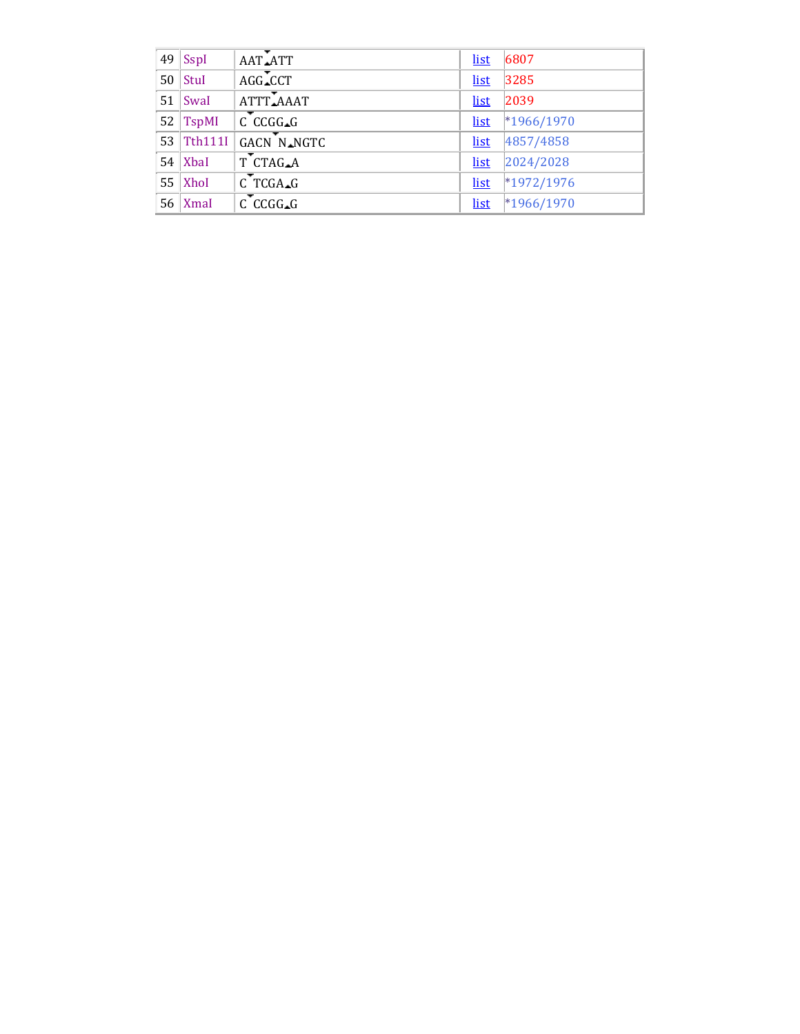| | | | | |
|---|---|---|---|---|
| 49 | SspI | AAT ATT | list | 6807 |
| 50 | StuI | AGG CCT | list | 3285 |
| 51 | SwaI | ATTT AAAT | list | 2039 |
| 52 | TspMI | C CCGG G | list | *1966/1970 |
| 53 | Tth111I | GACN N NGTC | list | 4857/4858 |
| 54 | XbaI | T CTAG A | list | 2024/2028 |
| 55 | XhoI | C TCGA G | list | *1972/1976 |
| 56 | XmaI | C CCGG G | list | *1966/1970 |